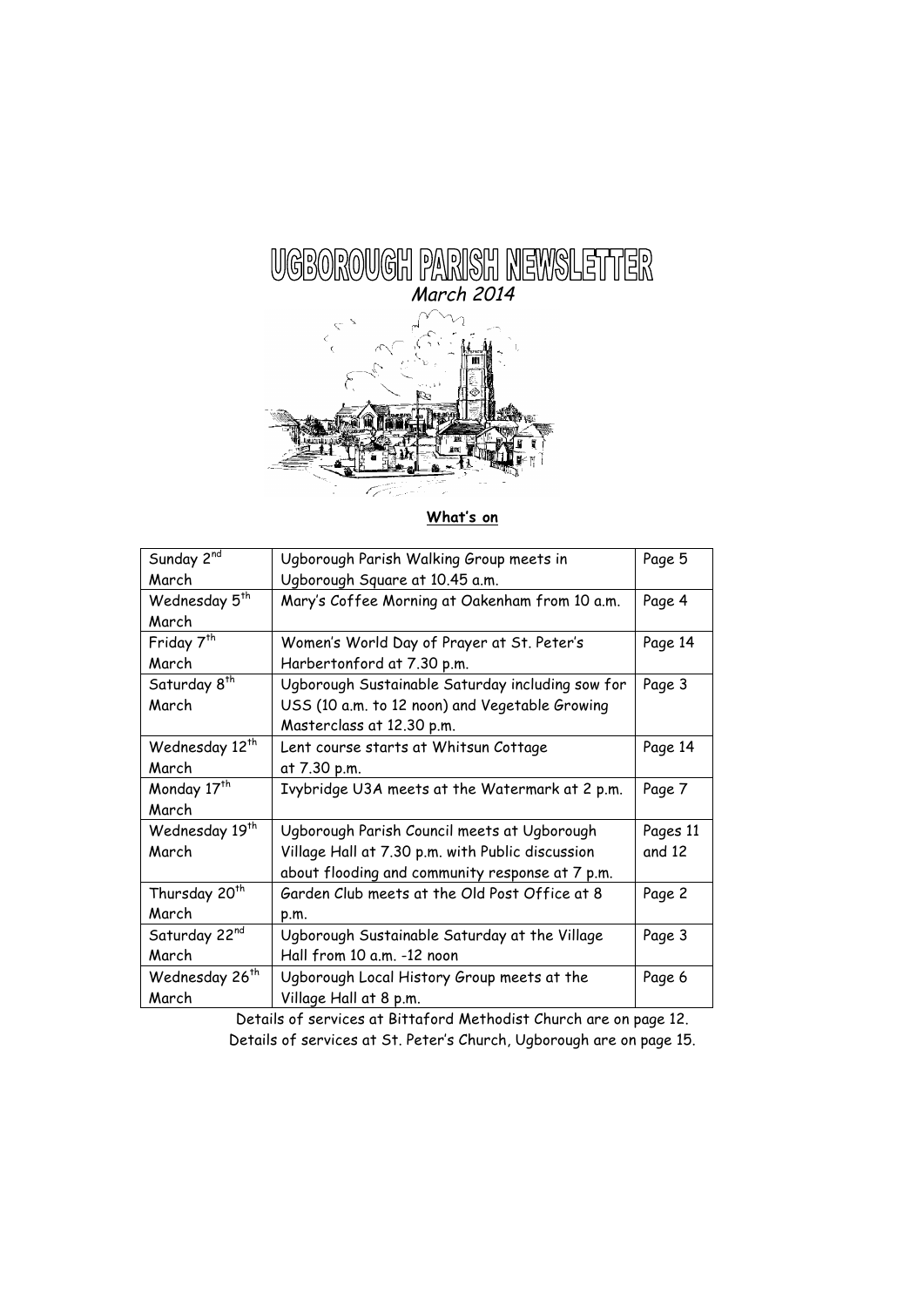# UGBOROUGH PARISH NEWSLETTER

*March 2014*

**What's on**

| | | |
|---|---|---|
| Sunday 2[nd] March | Ugborough Parish Walking Group meets in Ugborough Square at 10.45 a.m. | Page 5 |
| Wednesday 5[th] March | Mary's Coffee Morning at Oakenham from 10 a.m. | Page 4 |
| Friday 7[th] March | Women's World Day of Prayer at St. Peter's Harbertonford at 7.30 p.m. | Page 14 |
| Saturday 8[th] March | Ugborough Sustainable Saturday including sow for USS (10 a.m. to 12 noon) and Vegetable Growing Masterclass at 12.30 p.m. | Page 3 |
| Wednesday 12[th] March | Lent course starts at Whitsun Cottage at 7.30 p.m. | Page 14 |
| Monday 17[th] March | Ivybridge U3A meets at the Watermark at 2 p.m. | Page 7 |
| Wednesday 19[th] March | Ugborough Parish Council meets at Ugborough Village Hall at 7.30 p.m. with Public discussion about flooding and community response at 7 p.m. | Pages 11 and 12 |
| Thursday 20[th] March | Garden Club meets at the Old Post Office at 8 p.m. | Page 2 |
| Saturday 22[nd] March | Ugborough Sustainable Saturday at the Village Hall from 10 a.m. -12 noon | Page 3 |
| Wednesday 26[th] March | Ugborough Local History Group meets at the Village Hall at 8 p.m. | Page 6 |

Details of services at Bittaford Methodist Church are on page 12.

Details of services at St. Peter's Church, Ugborough are on page 15.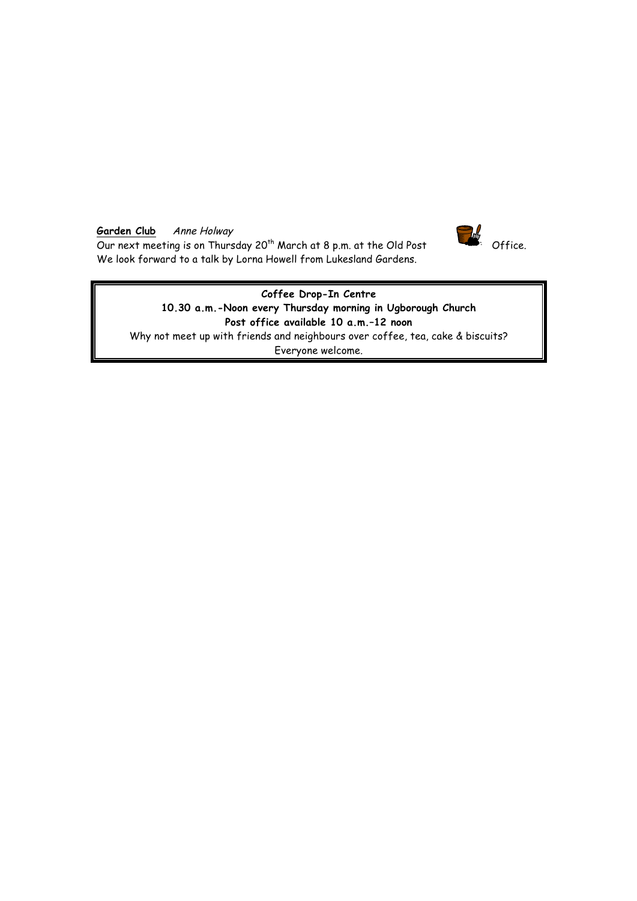**Garden Club** *Anne Holway*

Our next meeting is on Thursday 20th March at 8 p.m. at the Old Post Office. We look forward to a talk by Lorna Howell from Lukesland Gardens.

**Coffee Drop-In Centre**

**10.30 a.m.-Noon every Thursday morning in Ugborough Church**

**Post office available 10 a.m.–12 noon**

Why not meet up with friends and neighbours over coffee, tea, cake & biscuits?

Everyone welcome.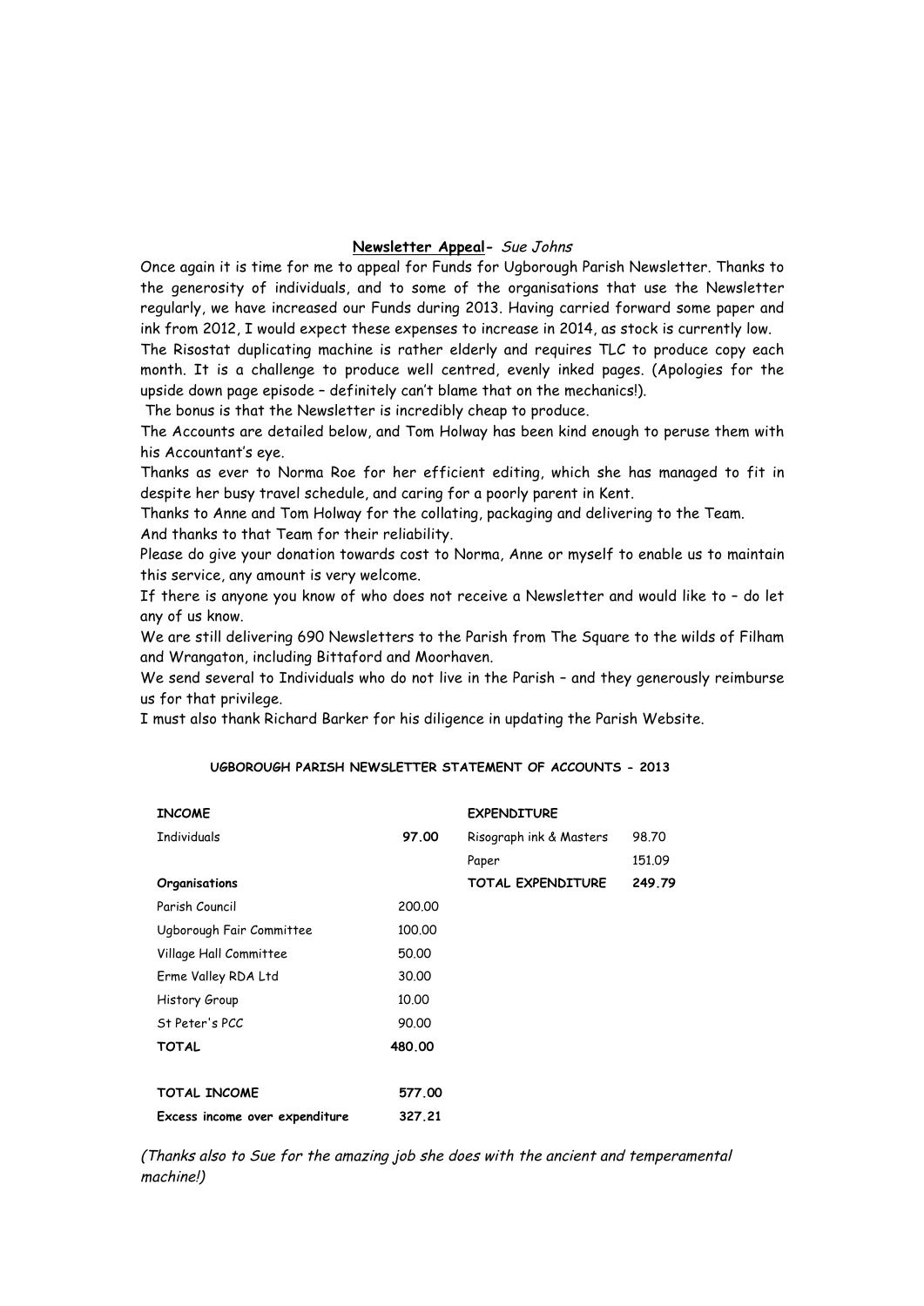**<u>Newsletter Appeal</u>-** *Sue Johns*

Once again it is time for me to appeal for Funds for Ugborough Parish Newsletter. Thanks to the generosity of individuals, and to some of the organisations that use the Newsletter regularly, we have increased our Funds during 2013. Having carried forward some paper and ink from 2012, I would expect these expenses to increase in 2014, as stock is currently low.

The Risostat duplicating machine is rather elderly and requires TLC to produce copy each month. It is a challenge to produce well centred, evenly inked pages. (Apologies for the upside down page episode – definitely can't blame that on the mechanics!).

The bonus is that the Newsletter is incredibly cheap to produce.

The Accounts are detailed below, and Tom Holway has been kind enough to peruse them with his Accountant's eye.

Thanks as ever to Norma Roe for her efficient editing, which she has managed to fit in despite her busy travel schedule, and caring for a poorly parent in Kent.

Thanks to Anne and Tom Holway for the collating, packaging and delivering to the Team.

And thanks to that Team for their reliability.

Please do give your donation towards cost to Norma, Anne or myself to enable us to maintain this service, any amount is very welcome.

If there is anyone you know of who does not receive a Newsletter and would like to – do let any of us know.

We are still delivering 690 Newsletters to the Parish from The Square to the wilds of Filham and Wrangaton, including Bittaford and Moorhaven.

We send several to Individuals who do not live in the Parish – and they generously reimburse us for that privilege.

I must also thank Richard Barker for his diligence in updating the Parish Website.

**UGBOROUGH PARISH NEWSLETTER STATEMENT OF ACCOUNTS - 2013**

| **INCOME** | | **EXPENDITURE** | |
|---|---|---|---|
| Individuals | **97.00** | Risograph ink & Masters | 98.70 |
| | | Paper | 151.09 |
| **Organisations** | | **TOTAL EXPENDITURE** | **249.79** |
| Parish Council | 200.00 | | |
| Ugborough Fair Committee | 100.00 | | |
| Village Hall Committee | 50.00 | | |
| Erme Valley RDA Ltd | 30.00 | | |
| History Group | 10.00 | | |
| St Peter's PCC | 90.00 | | |
| **TOTAL** | **480.00** | | |
| | | | |
| **TOTAL INCOME** | **577.00** | | |
| **Excess income over expenditure** | **327.21** | | |

*(Thanks also to Sue for the amazing job she does with the ancient and temperamental machine!)*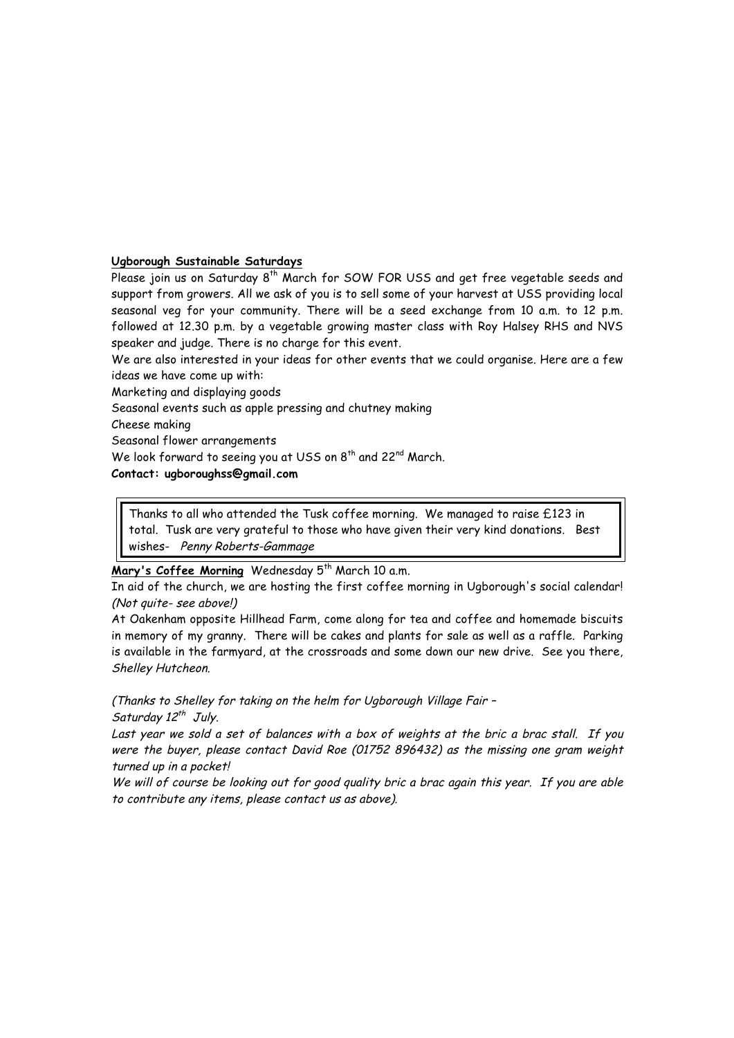**Ugborough Sustainable Saturdays**

Please join us on Saturday 8th March for SOW FOR USS and get free vegetable seeds and support from growers. All we ask of you is to sell some of your harvest at USS providing local seasonal veg for your community. There will be a seed exchange from 10 a.m. to 12 p.m. followed at 12.30 p.m. by a vegetable growing master class with Roy Halsey RHS and NVS speaker and judge. There is no charge for this event.

We are also interested in your ideas for other events that we could organise. Here are a few ideas we have come up with:

Marketing and displaying goods

Seasonal events such as apple pressing and chutney making

Cheese making

Seasonal flower arrangements

We look forward to seeing you at USS on 8th and 22nd March.

**Contact: ugboroughss@gmail.com**

Thanks to all who attended the Tusk coffee morning. We managed to raise £123 in total. Tusk are very grateful to those who have given their very kind donations. Best wishes- *Penny Roberts-Gammage*

**Mary's Coffee Morning** Wednesday 5th March 10 a.m.

In aid of the church, we are hosting the first coffee morning in Ugborough's social calendar! *(Not quite- see above!)*

At Oakenham opposite Hillhead Farm, come along for tea and coffee and homemade biscuits in memory of my granny. There will be cakes and plants for sale as well as a raffle. Parking is available in the farmyard, at the crossroads and some down our new drive. See you there, *Shelley Hutcheon.*

*(Thanks to Shelley for taking on the helm for Ugborough Village Fair – Saturday 12th July.*

*Last year we sold a set of balances with a box of weights at the bric a brac stall. If you were the buyer, please contact David Roe (01752 896432) as the missing one gram weight turned up in a pocket!*

*We will of course be looking out for good quality bric a brac again this year. If you are able to contribute any items, please contact us as above).*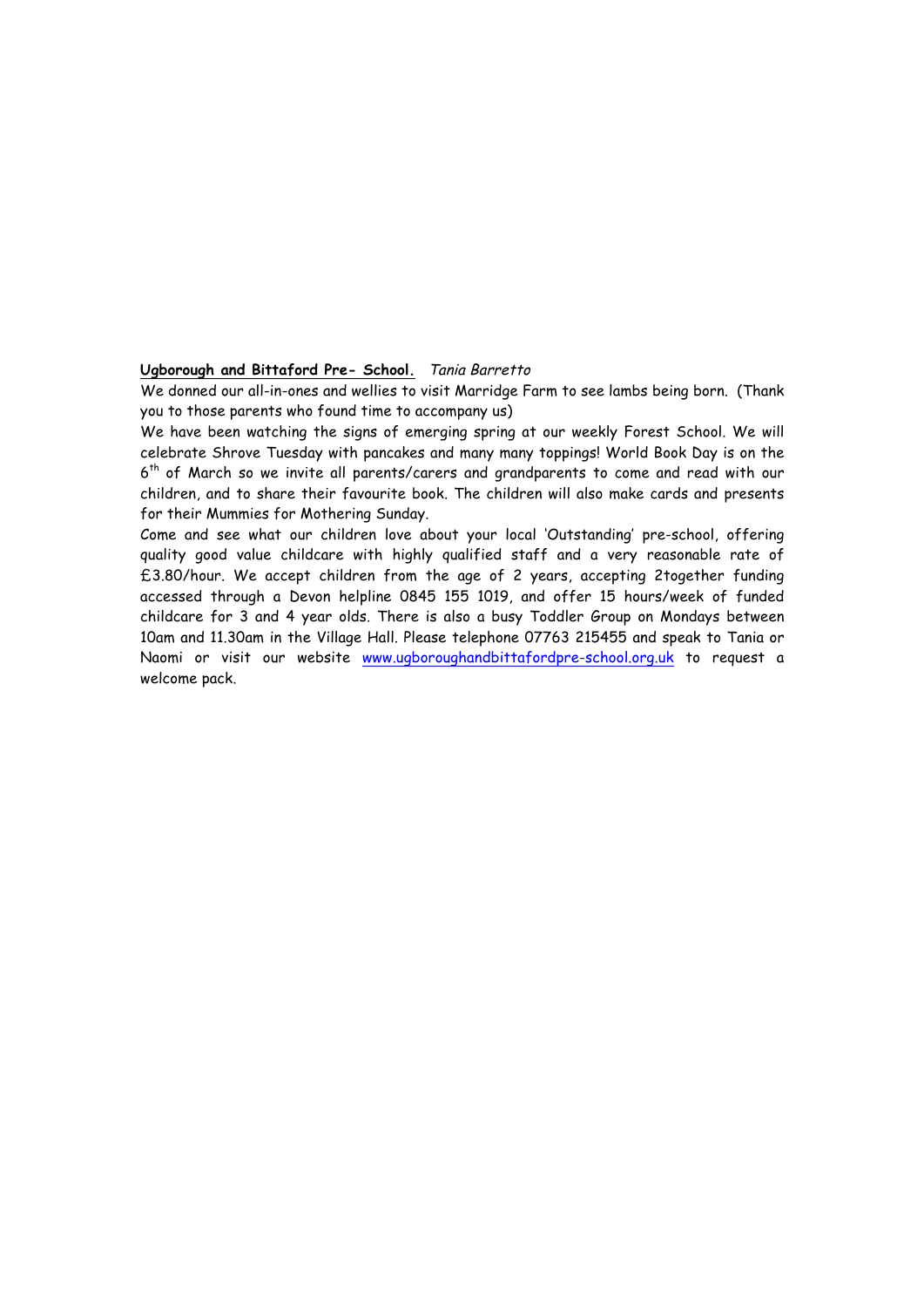**Ugborough and Bittaford Pre- School.** *Tania Barretto*

We donned our all-in-ones and wellies to visit Marridge Farm to see lambs being born. (Thank you to those parents who found time to accompany us)

We have been watching the signs of emerging spring at our weekly Forest School. We will celebrate Shrove Tuesday with pancakes and many many toppings! World Book Day is on the $6^{th}$ of March so we invite all parents/carers and grandparents to come and read with our children, and to share their favourite book. The children will also make cards and presents for their Mummies for Mothering Sunday.

Come and see what our children love about your local 'Outstanding' pre-school, offering quality good value childcare with highly qualified staff and a very reasonable rate of £3.80/hour. We accept children from the age of 2 years, accepting 2together funding accessed through a Devon helpline 0845 155 1019, and offer 15 hours/week of funded childcare for 3 and 4 year olds. There is also a busy Toddler Group on Mondays between 10am and 11.30am in the Village Hall. Please telephone 07763 215455 and speak to Tania or Naomi or visit our website www.ugboroughandbittafordpre-school.org.uk to request a welcome pack.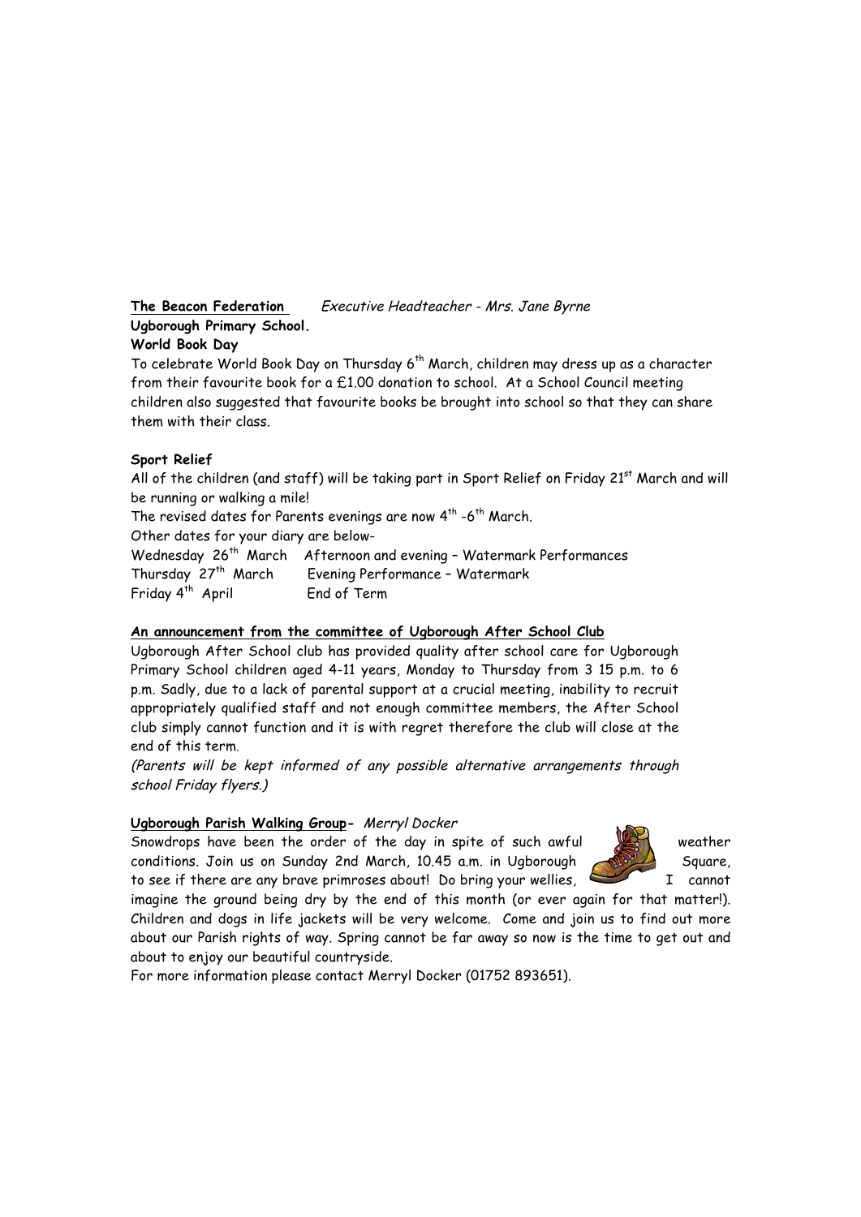**The Beacon Federation** *Executive Headteacher - Mrs. Jane Byrne*

**Ugborough Primary School.**

**World Book Day**

To celebrate World Book Day on Thursday 6th March, children may dress up as a character from their favourite book for a £1.00 donation to school. At a School Council meeting children also suggested that favourite books be brought into school so that they can share them with their class.

**Sport Relief**

All of the children (and staff) will be taking part in Sport Relief on Friday 21st March and will be running or walking a mile!

The revised dates for Parents evenings are now 4th -6th March.

Other dates for your diary are below-

Wednesday 26th March Afternoon and evening – Watermark Performances
Thursday 27th March Evening Performance – Watermark
Friday 4th April End of Term

**An announcement from the committee of Ugborough After School Club**

Ugborough After School club has provided quality after school care for Ugborough Primary School children aged 4-11 years, Monday to Thursday from 3 15 p.m. to 6 p.m. Sadly, due to a lack of parental support at a crucial meeting, inability to recruit appropriately qualified staff and not enough committee members, the After School club simply cannot function and it is with regret therefore the club will close at the end of this term.

*(Parents will be kept informed of any possible alternative arrangements through school Friday flyers.)*

**Ugborough Parish Walking Group-** *Merryl Docker*

Snowdrops have been the order of the day in spite of such awful weather conditions. Join us on Sunday 2nd March, 10.45 a.m. in Ugborough Square, to see if there are any brave primroses about! Do bring your wellies, I cannot imagine the ground being dry by the end of this month (or ever again for that matter!). Children and dogs in life jackets will be very welcome. Come and join us to find out more about our Parish rights of way. Spring cannot be far away so now is the time to get out and about to enjoy our beautiful countryside.

For more information please contact Merryl Docker (01752 893651).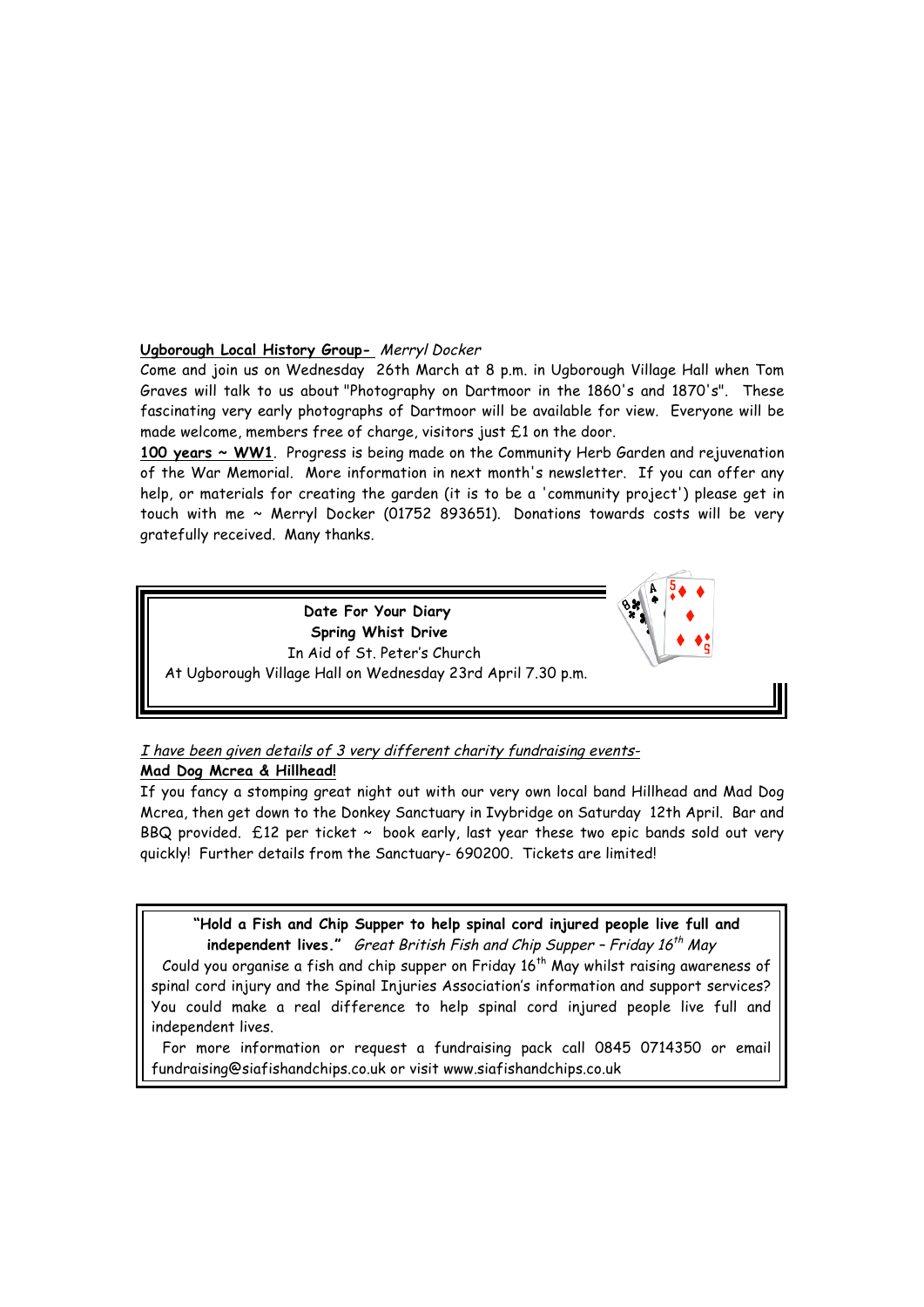**Ugborough Local History Group-** *Merryl Docker*

Come and join us on Wednesday 26th March at 8 p.m. in Ugborough Village Hall when Tom Graves will talk to us about "Photography on Dartmoor in the 1860's and 1870's". These fascinating very early photographs of Dartmoor will be available for view. Everyone will be made welcome, members free of charge, visitors just £1 on the door.

**100 years ~ WW1**. Progress is being made on the Community Herb Garden and rejuvenation of the War Memorial. More information in next month's newsletter. If you can offer any help, or materials for creating the garden (it is to be a 'community project') please get in touch with me ~ Merryl Docker (01752 893651). Donations towards costs will be very gratefully received. Many thanks.

**Date For Your Diary**
**Spring Whist Drive**
In Aid of St. Peter's Church
At Ugborough Village Hall on Wednesday 23rd April 7.30 p.m.

*I have been given details of 3 very different charity fundraising events-*

**Mad Dog Mcrea & Hillhead!**

If you fancy a stomping great night out with our very own local band Hillhead and Mad Dog Mcrea, then get down to the Donkey Sanctuary in Ivybridge on Saturday 12th April. Bar and BBQ provided. £12 per ticket ~ book early, last year these two epic bands sold out very quickly! Further details from the Sanctuary- 690200. Tickets are limited!

**"Hold a Fish and Chip Supper to help spinal cord injured people live full and independent lives."** *Great British Fish and Chip Supper – Friday 16th May*

Could you organise a fish and chip supper on Friday 16th May whilst raising awareness of spinal cord injury and the Spinal Injuries Association's information and support services? You could make a real difference to help spinal cord injured people live full and independent lives.

For more information or request a fundraising pack call 0845 0714350 or email fundraising@siafishandchips.co.uk or visit www.siafishandchips.co.uk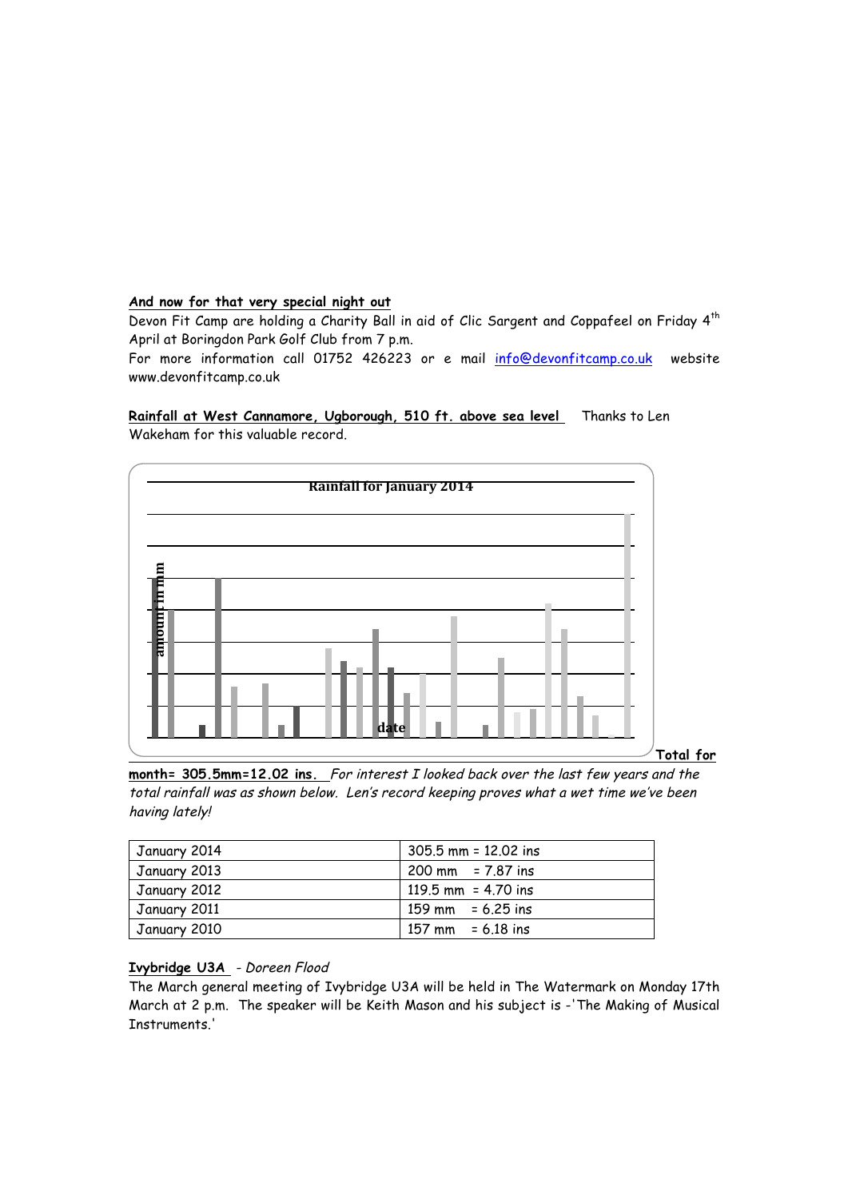**And now for that very special night out**

Devon Fit Camp are holding a Charity Ball in aid of Clic Sargent and Coppafeel on Friday 4th April at Boringdon Park Golf Club from 7 p.m.

For more information call 01752 426223 or e mail info@devonfitcamp.co.uk website www.devonfitcamp.co.uk

**Rainfall at West Cannamore, Ugborough, 510 ft. above sea level** Thanks to Len Wakeham for this valuable record.

Rainfall for January 2014

amount in mm

date

**Total for month= 305.5mm=12.02 ins.** *For interest I looked back over the last few years and the total rainfall was as shown below. Len's record keeping proves what a wet time we've been having lately!*

| January 2014 | 305.5 mm = 12.02 ins |
|---|---|
| January 2013 | 200 mm = 7.87 ins |
| January 2012 | 119.5 mm = 4.70 ins |
| January 2011 | 159 mm = 6.25 ins |
| January 2010 | 157 mm = 6.18 ins |

**Ivybridge U3A** - *Doreen Flood*

The March general meeting of Ivybridge U3A will be held in The Watermark on Monday 17th March at 2 p.m. The speaker will be Keith Mason and his subject is -'The Making of Musical Instruments.'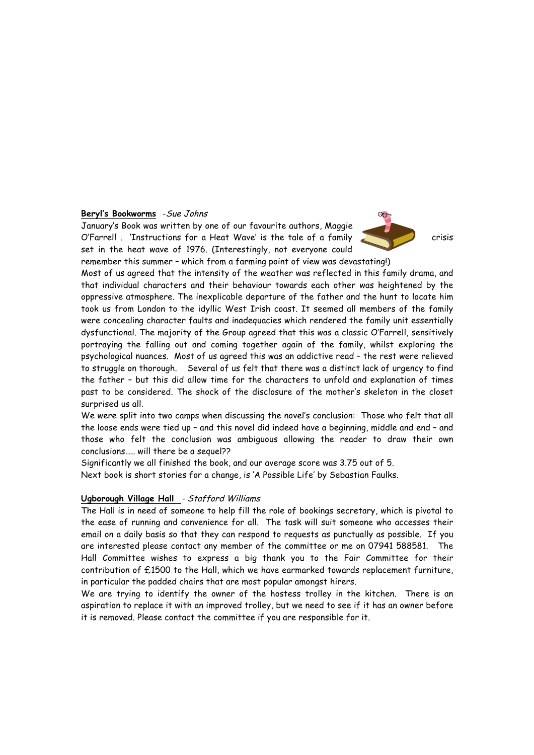**Beryl's Bookworms** -*Sue Johns*

January's Book was written by one of our favourite authors, Maggie O'Farrell . 'Instructions for a Heat Wave' is the tale of a family crisis set in the heat wave of 1976. (Interestingly, not everyone could remember this summer – which from a farming point of view was devastating!)

Most of us agreed that the intensity of the weather was reflected in this family drama, and that individual characters and their behaviour towards each other was heightened by the oppressive atmosphere. The inexplicable departure of the father and the hunt to locate him took us from London to the idyllic West Irish coast. It seemed all members of the family were concealing character faults and inadequacies which rendered the family unit essentially dysfunctional. The majority of the Group agreed that this was a classic O'Farrell, sensitively portraying the falling out and coming together again of the family, whilst exploring the psychological nuances. Most of us agreed this was an addictive read – the rest were relieved to struggle on thorough. Several of us felt that there was a distinct lack of urgency to find the father – but this did allow time for the characters to unfold and explanation of times past to be considered. The shock of the disclosure of the mother's skeleton in the closet surprised us all.

We were split into two camps when discussing the novel's conclusion: Those who felt that all the loose ends were tied up – and this novel did indeed have a beginning, middle and end – and those who felt the conclusion was ambiguous allowing the reader to draw their own conclusions….. will there be a sequel??

Significantly we all finished the book, and our average score was 3.75 out of 5.

Next book is short stories for a change, is 'A Possible Life' by Sebastian Faulks.

**Ugborough Village Hall** - *Stafford Williams*

The Hall is in need of someone to help fill the role of bookings secretary, which is pivotal to the ease of running and convenience for all. The task will suit someone who accesses their email on a daily basis so that they can respond to requests as punctually as possible. If you are interested please contact any member of the committee or me on 07941 588581. The Hall Committee wishes to express a big thank you to the Fair Committee for their contribution of £1500 to the Hall, which we have earmarked towards replacement furniture, in particular the padded chairs that are most popular amongst hirers.

We are trying to identify the owner of the hostess trolley in the kitchen. There is an aspiration to replace it with an improved trolley, but we need to see if it has an owner before it is removed. Please contact the committee if you are responsible for it.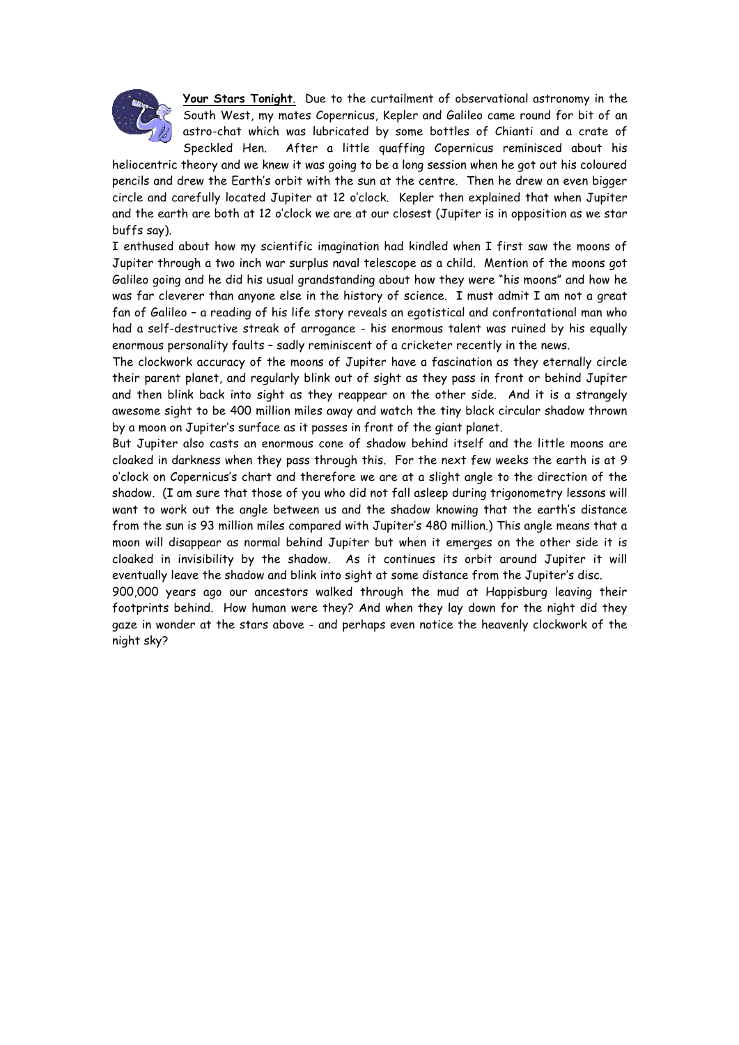**<u>Your Stars Tonight</u>**. Due to the curtailment of observational astronomy in the South West, my mates Copernicus, Kepler and Galileo came round for bit of an astro-chat which was lubricated by some bottles of Chianti and a crate of Speckled Hen. After a little quaffing Copernicus reminisced about his heliocentric theory and we knew it was going to be a long session when he got out his coloured pencils and drew the Earth's orbit with the sun at the centre. Then he drew an even bigger circle and carefully located Jupiter at 12 o'clock. Kepler then explained that when Jupiter and the earth are both at 12 o'clock we are at our closest (Jupiter is in opposition as we star buffs say).

I enthused about how my scientific imagination had kindled when I first saw the moons of Jupiter through a two inch war surplus naval telescope as a child. Mention of the moons got Galileo going and he did his usual grandstanding about how they were "his moons" and how he was far cleverer than anyone else in the history of science. I must admit I am not a great fan of Galileo – a reading of his life story reveals an egotistical and confrontational man who had a self-destructive streak of arrogance - his enormous talent was ruined by his equally enormous personality faults – sadly reminiscent of a cricketer recently in the news.

The clockwork accuracy of the moons of Jupiter have a fascination as they eternally circle their parent planet, and regularly blink out of sight as they pass in front or behind Jupiter and then blink back into sight as they reappear on the other side. And it is a strangely awesome sight to be 400 million miles away and watch the tiny black circular shadow thrown by a moon on Jupiter's surface as it passes in front of the giant planet.

But Jupiter also casts an enormous cone of shadow behind itself and the little moons are cloaked in darkness when they pass through this. For the next few weeks the earth is at 9 o'clock on Copernicus's chart and therefore we are at a slight angle to the direction of the shadow. (I am sure that those of you who did not fall asleep during trigonometry lessons will want to work out the angle between us and the shadow knowing that the earth's distance from the sun is 93 million miles compared with Jupiter's 480 million.) This angle means that a moon will disappear as normal behind Jupiter but when it emerges on the other side it is cloaked in invisibility by the shadow. As it continues its orbit around Jupiter it will eventually leave the shadow and blink into sight at some distance from the Jupiter's disc.

900,000 years ago our ancestors walked through the mud at Happisburg leaving their footprints behind. How human were they? And when they lay down for the night did they gaze in wonder at the stars above - and perhaps even notice the heavenly clockwork of the night sky?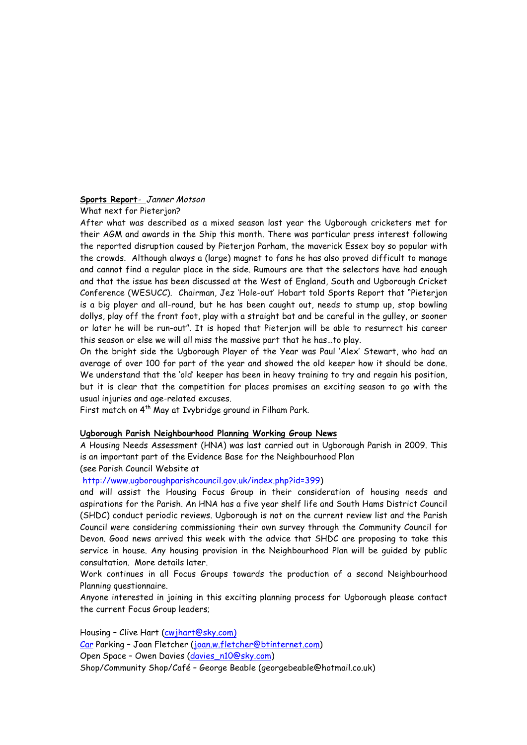**Sports Report**- *Janner Motson*

What next for Pieterjon?

After what was described as a mixed season last year the Ugborough cricketers met for their AGM and awards in the Ship this month. There was particular press interest following the reported disruption caused by Pieterjon Parham, the maverick Essex boy so popular with the crowds. Although always a (large) magnet to fans he has also proved difficult to manage and cannot find a regular place in the side. Rumours are that the selectors have had enough and that the issue has been discussed at the West of England, South and Ugborough Cricket Conference (WESUCC). Chairman, Jez 'Hole-out' Hobart told Sports Report that "Pieterjon is a big player and all-round, but he has been caught out, needs to stump up, stop bowling dollys, play off the front foot, play with a straight bat and be careful in the gulley, or sooner or later he will be run-out". It is hoped that Pieterjon will be able to resurrect his career this season or else we will all miss the massive part that he has…to play.

On the bright side the Ugborough Player of the Year was Paul 'Alex' Stewart, who had an average of over 100 for part of the year and showed the old keeper how it should be done. We understand that the 'old' keeper has been in heavy training to try and regain his position, but it is clear that the competition for places promises an exciting season to go with the usual injuries and age-related excuses.

First match on 4th May at Ivybridge ground in Filham Park.

**Ugborough Parish Neighbourhood Planning Working Group News**

A Housing Needs Assessment (HNA) was last carried out in Ugborough Parish in 2009. This is an important part of the Evidence Base for the Neighbourhood Plan (see Parish Council Website at http://www.ugboroughparishcouncil.gov.uk/index.php?id=399) and will assist the Housing Focus Group in their consideration of housing needs and aspirations for the Parish. An HNA has a five year shelf life and South Hams District Council (SHDC) conduct periodic reviews. Ugborough is not on the current review list and the Parish Council were considering commissioning their own survey through the Community Council for Devon. Good news arrived this week with the advice that SHDC are proposing to take this service in house. Any housing provision in the Neighbourhood Plan will be guided by public consultation. More details later.

Work continues in all Focus Groups towards the production of a second Neighbourhood Planning questionnaire.

Anyone interested in joining in this exciting planning process for Ugborough please contact the current Focus Group leaders;

Housing – Clive Hart (cwjhart@sky.com)
Car Parking – Joan Fletcher (joan.w.fletcher@btinternet.com)
Open Space – Owen Davies (davies_n10@sky.com)
Shop/Community Shop/Café – George Beable (georgebeable@hotmail.co.uk)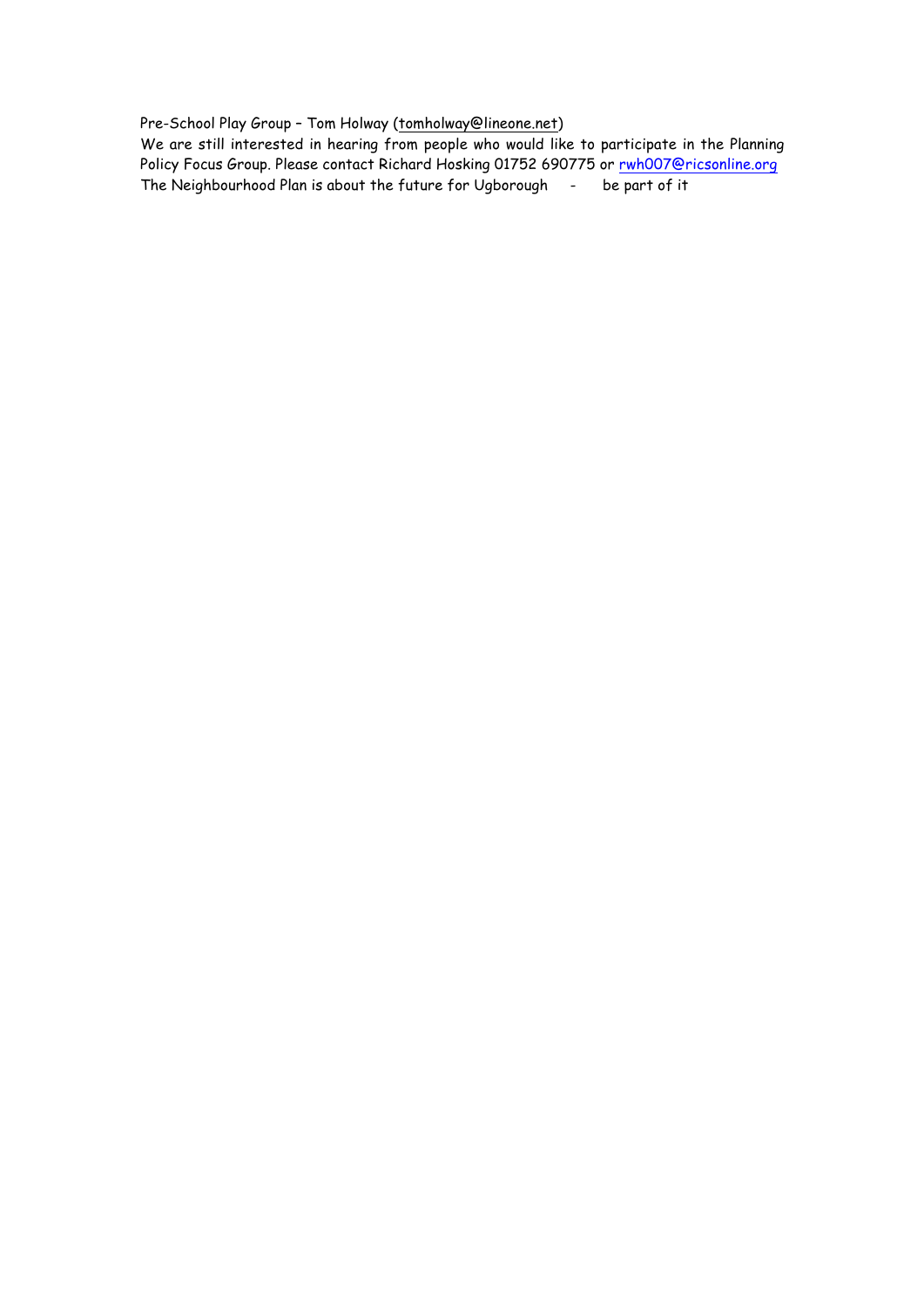Pre-School Play Group – Tom Holway (tomholway@lineone.net)

We are still interested in hearing from people who would like to participate in the Planning Policy Focus Group. Please contact Richard Hosking 01752 690775 or rwh007@ricsonline.org

The Neighbourhood Plan is about the future for Ugborough - be part of it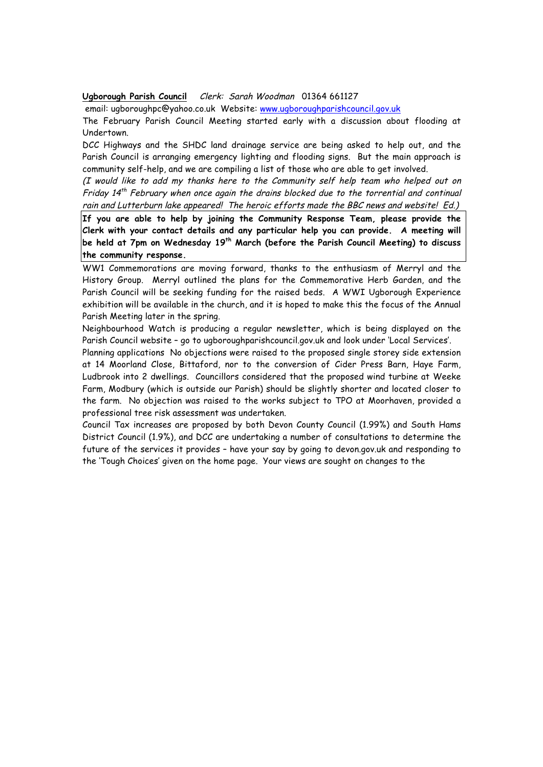**Ugborough Parish Council** *Clerk: Sarah Woodman* 01364 661127

email: ugboroughpc@yahoo.co.uk Website: www.ugboroughparishcouncil.gov.uk

The February Parish Council Meeting started early with a discussion about flooding at Undertown.

DCC Highways and the SHDC land drainage service are being asked to help out, and the Parish Council is arranging emergency lighting and flooding signs. But the main approach is community self-help, and we are compiling a list of those who are able to get involved.

*(I would like to add my thanks here to the Community self help team who helped out on Friday 14th February when once again the drains blocked due to the torrential and continual rain and Lutterburn lake appeared! The heroic efforts made the BBC news and website! Ed.)*

**If you are able to help by joining the Community Response Team, please provide the Clerk with your contact details and any particular help you can provide. A meeting will be held at 7pm on Wednesday 19th March (before the Parish Council Meeting) to discuss the community response.**

WW1 Commemorations are moving forward, thanks to the enthusiasm of Merryl and the History Group. Merryl outlined the plans for the Commemorative Herb Garden, and the Parish Council will be seeking funding for the raised beds. A WWI Ugborough Experience exhibition will be available in the church, and it is hoped to make this the focus of the Annual Parish Meeting later in the spring.

Neighbourhood Watch is producing a regular newsletter, which is being displayed on the Parish Council website – go to ugboroughparishcouncil.gov.uk and look under 'Local Services'.

Planning applications No objections were raised to the proposed single storey side extension at 14 Moorland Close, Bittaford, nor to the conversion of Cider Press Barn, Haye Farm, Ludbrook into 2 dwellings. Councillors considered that the proposed wind turbine at Weeke Farm, Modbury (which is outside our Parish) should be slightly shorter and located closer to the farm. No objection was raised to the works subject to TPO at Moorhaven, provided a professional tree risk assessment was undertaken.

Council Tax increases are proposed by both Devon County Council (1.99%) and South Hams District Council (1.9%), and DCC are undertaking a number of consultations to determine the future of the services it provides – have your say by going to devon.gov.uk and responding to the 'Tough Choices' given on the home page. Your views are sought on changes to the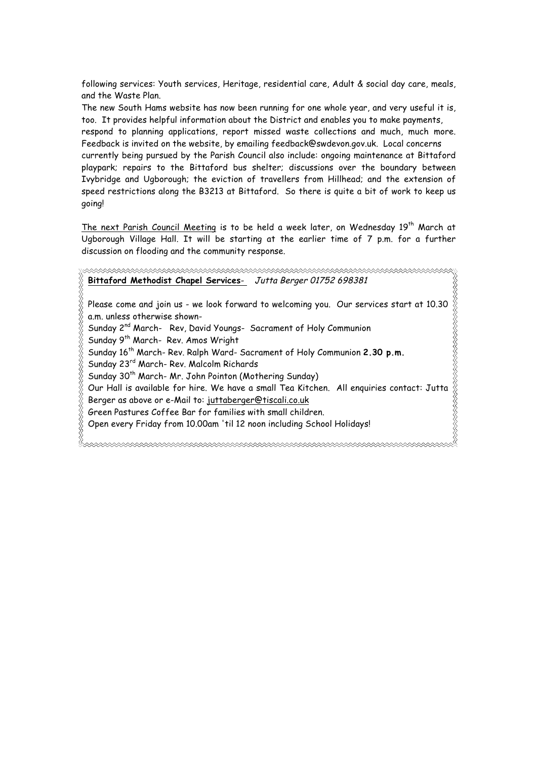following services: Youth services, Heritage, residential care, Adult & social day care, meals, and the Waste Plan.

The new South Hams website has now been running for one whole year, and very useful it is, too. It provides helpful information about the District and enables you to make payments, respond to planning applications, report missed waste collections and much, much more. Feedback is invited on the website, by emailing feedback@swdevon.gov.uk. Local concerns currently being pursued by the Parish Council also include: ongoing maintenance at Bittaford playpark; repairs to the Bittaford bus shelter; discussions over the boundary between Ivybridge and Ugborough; the eviction of travellers from Hillhead; and the extension of speed restrictions along the B3213 at Bittaford. So there is quite a bit of work to keep us going!

The next Parish Council Meeting is to be held a week later, on Wednesday 19th March at Ugborough Village Hall. It will be starting at the earlier time of 7 p.m. for a further discussion on flooding and the community response.

**Bittaford Methodist Chapel Services**- *Jutta Berger 01752 698381*

Please come and join us - we look forward to welcoming you. Our services start at 10.30 a.m. unless otherwise shown-

Sunday 2nd March- Rev, David Youngs- Sacrament of Holy Communion
Sunday 9th March- Rev. Amos Wright
Sunday 16th March- Rev. Ralph Ward- Sacrament of Holy Communion **2.30 p.m.**
Sunday 23rd March- Rev. Malcolm Richards
Sunday 30th March- Mr. John Pointon (Mothering Sunday)
Our Hall is available for hire. We have a small Tea Kitchen. All enquiries contact: Jutta Berger as above or e-Mail to: juttaberger@tiscali.co.uk
Green Pastures Coffee Bar for families with small children.
Open every Friday from 10.00am 'til 12 noon including School Holidays!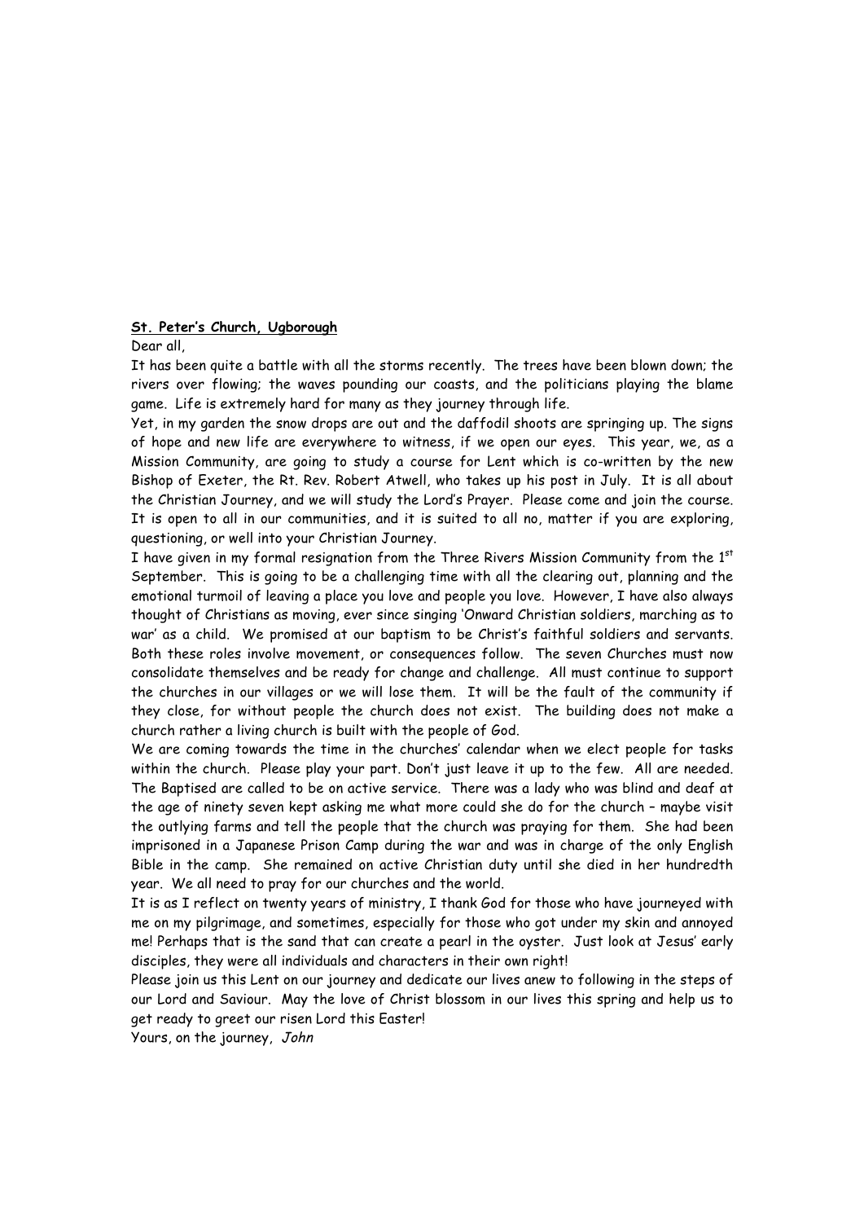**St. Peter's Church, Ugborough**

Dear all,

It has been quite a battle with all the storms recently. The trees have been blown down; the rivers over flowing; the waves pounding our coasts, and the politicians playing the blame game. Life is extremely hard for many as they journey through life.

Yet, in my garden the snow drops are out and the daffodil shoots are springing up. The signs of hope and new life are everywhere to witness, if we open our eyes. This year, we, as a Mission Community, are going to study a course for Lent which is co-written by the new Bishop of Exeter, the Rt. Rev. Robert Atwell, who takes up his post in July. It is all about the Christian Journey, and we will study the Lord's Prayer. Please come and join the course. It is open to all in our communities, and it is suited to all no, matter if you are exploring, questioning, or well into your Christian Journey.

I have given in my formal resignation from the Three Rivers Mission Community from the 1st September. This is going to be a challenging time with all the clearing out, planning and the emotional turmoil of leaving a place you love and people you love. However, I have also always thought of Christians as moving, ever since singing 'Onward Christian soldiers, marching as to war' as a child. We promised at our baptism to be Christ's faithful soldiers and servants. Both these roles involve movement, or consequences follow. The seven Churches must now consolidate themselves and be ready for change and challenge. All must continue to support the churches in our villages or we will lose them. It will be the fault of the community if they close, for without people the church does not exist. The building does not make a church rather a living church is built with the people of God.

We are coming towards the time in the churches' calendar when we elect people for tasks within the church. Please play your part. Don't just leave it up to the few. All are needed. The Baptised are called to be on active service. There was a lady who was blind and deaf at the age of ninety seven kept asking me what more could she do for the church – maybe visit the outlying farms and tell the people that the church was praying for them. She had been imprisoned in a Japanese Prison Camp during the war and was in charge of the only English Bible in the camp. She remained on active Christian duty until she died in her hundredth year. We all need to pray for our churches and the world.

It is as I reflect on twenty years of ministry, I thank God for those who have journeyed with me on my pilgrimage, and sometimes, especially for those who got under my skin and annoyed me! Perhaps that is the sand that can create a pearl in the oyster. Just look at Jesus' early disciples, they were all individuals and characters in their own right!

Please join us this Lent on our journey and dedicate our lives anew to following in the steps of our Lord and Saviour. May the love of Christ blossom in our lives this spring and help us to get ready to greet our risen Lord this Easter!

Yours, on the journey, *John*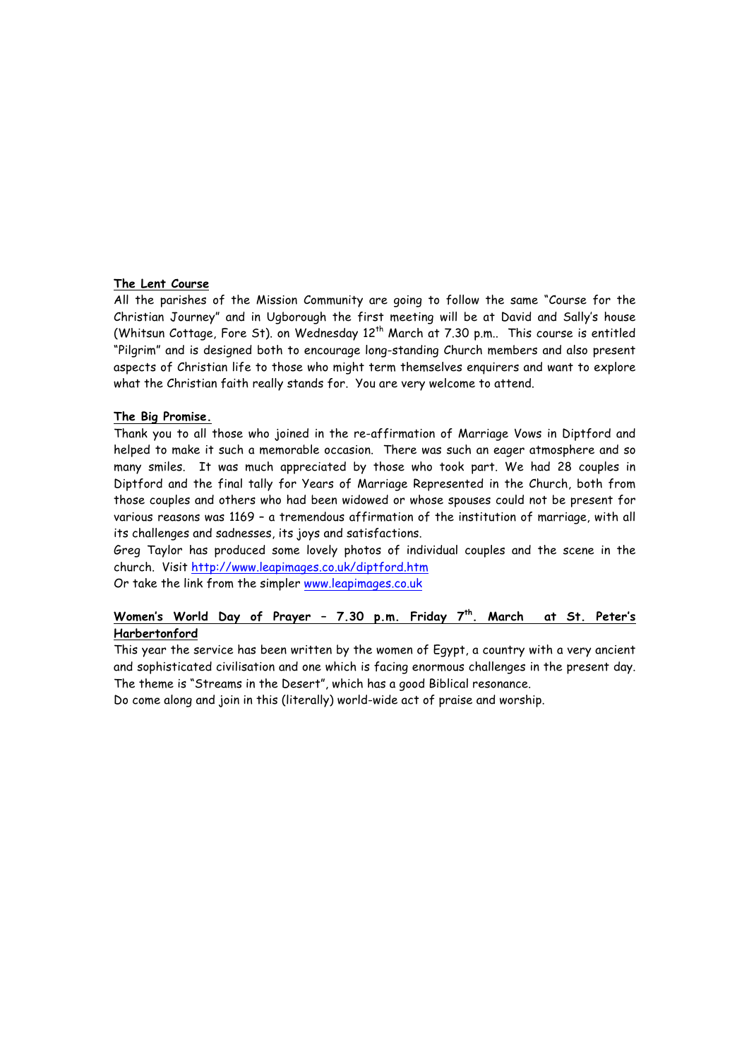**The Lent Course**

All the parishes of the Mission Community are going to follow the same "Course for the Christian Journey" and in Ugborough the first meeting will be at David and Sally's house (Whitsun Cottage, Fore St). on Wednesday 12th March at 7.30 p.m.. This course is entitled "Pilgrim" and is designed both to encourage long-standing Church members and also present aspects of Christian life to those who might term themselves enquirers and want to explore what the Christian faith really stands for. You are very welcome to attend.

**The Big Promise.**

Thank you to all those who joined in the re-affirmation of Marriage Vows in Diptford and helped to make it such a memorable occasion. There was such an eager atmosphere and so many smiles. It was much appreciated by those who took part. We had 28 couples in Diptford and the final tally for Years of Marriage Represented in the Church, both from those couples and others who had been widowed or whose spouses could not be present for various reasons was 1169 – a tremendous affirmation of the institution of marriage, with all its challenges and sadnesses, its joys and satisfactions.

Greg Taylor has produced some lovely photos of individual couples and the scene in the church. Visit http://www.leapimages.co.uk/diptford.htm

Or take the link from the simpler www.leapimages.co.uk

**Women's World Day of Prayer – 7.30 p.m. Friday 7th. March at St. Peter's Harbertonford**

This year the service has been written by the women of Egypt, a country with a very ancient and sophisticated civilisation and one which is facing enormous challenges in the present day. The theme is "Streams in the Desert", which has a good Biblical resonance.

Do come along and join in this (literally) world-wide act of praise and worship.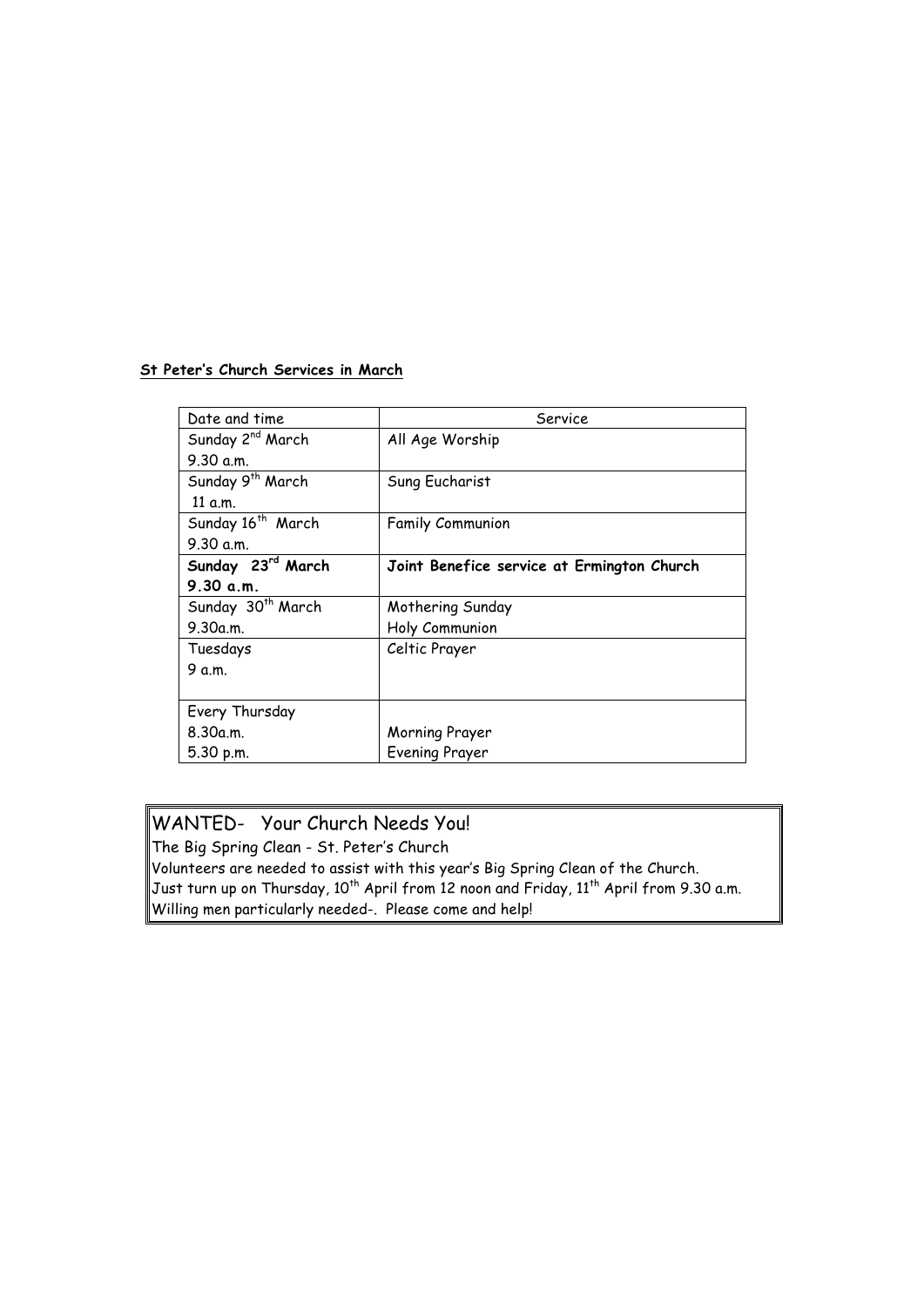**St Peter's Church Services in March**

| Date and time | Service |
|---|---|
| Sunday 2nd March<br>9.30 a.m. | All Age Worship |
| Sunday 9th March<br>11 a.m. | Sung Eucharist |
| Sunday 16th March<br>9.30 a.m. | Family Communion |
| **Sunday 23rd March<br>9.30 a.m.** | **Joint Benefice service at Ermington Church** |
| Sunday 30th March<br>9.30a.m. | Mothering Sunday<br>Holy Communion |
| Tuesdays<br>9 a.m. | Celtic Prayer |
| Every Thursday<br>8.30a.m.<br>5.30 p.m. | <br>Morning Prayer<br>Evening Prayer |

WANTED- Your Church Needs You!

The Big Spring Clean - St. Peter's Church

Volunteers are needed to assist with this year's Big Spring Clean of the Church.

Just turn up on Thursday, 10th April from 12 noon and Friday, 11th April from 9.30 a.m.

Willing men particularly needed-. Please come and help!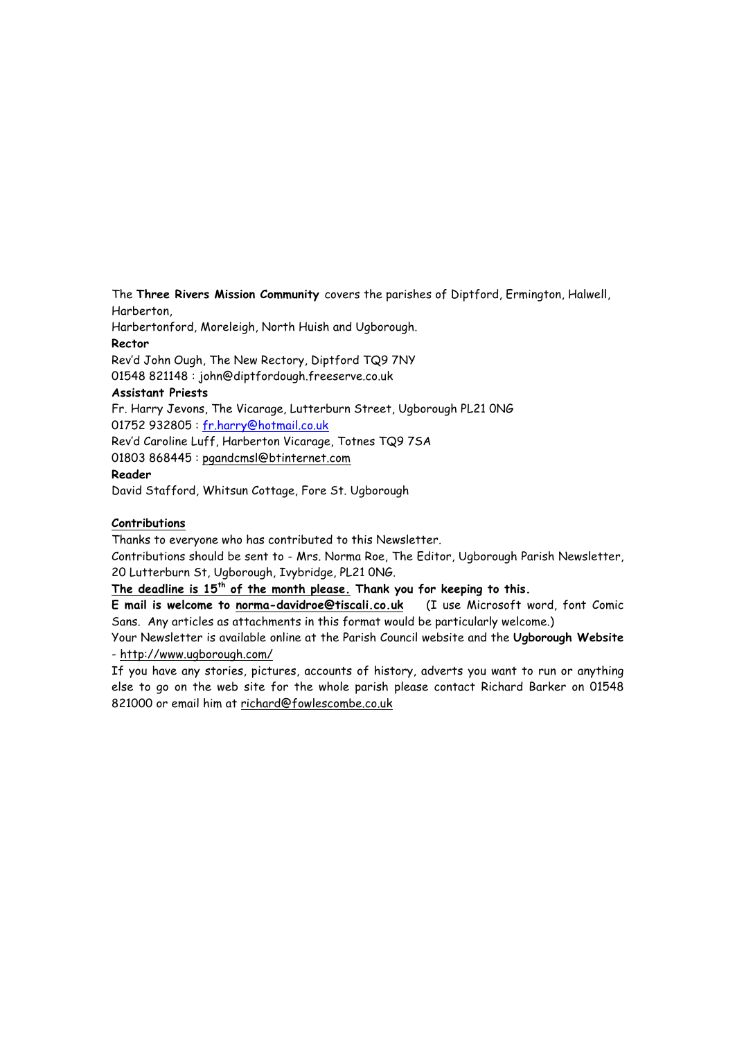The **Three Rivers Mission Community** covers the parishes of Diptford, Ermington, Halwell, Harberton,
Harbertonford, Moreleigh, North Huish and Ugborough.

**Rector**

Rev'd John Ough, The New Rectory, Diptford TQ9 7NY
01548 821148 : john@diptfordough.freeserve.co.uk

**Assistant Priests**

Fr. Harry Jevons, The Vicarage, Lutterburn Street, Ugborough PL21 0NG
01752 932805 : fr.harry@hotmail.co.uk
Rev'd Caroline Luff, Harberton Vicarage, Totnes TQ9 7SA
01803 868445 : pgandcmsl@btinternet.com

**Reader**

David Stafford, Whitsun Cottage, Fore St. Ugborough

**Contributions**

Thanks to everyone who has contributed to this Newsletter.
Contributions should be sent to - Mrs. Norma Roe, The Editor, Ugborough Parish Newsletter, 20 Lutterburn St, Ugborough, Ivybridge, PL21 0NG.

**The deadline is 15th of the month please. Thank you for keeping to this.**

**E mail is welcome to norma-davidroe@tiscali.co.uk** (I use Microsoft word, font Comic Sans. Any articles as attachments in this format would be particularly welcome.)

Your Newsletter is available online at the Parish Council website and the **Ugborough Website** - http://www.ugborough.com/

If you have any stories, pictures, accounts of history, adverts you want to run or anything else to go on the web site for the whole parish please contact Richard Barker on 01548 821000 or email him at richard@fowlescombe.co.uk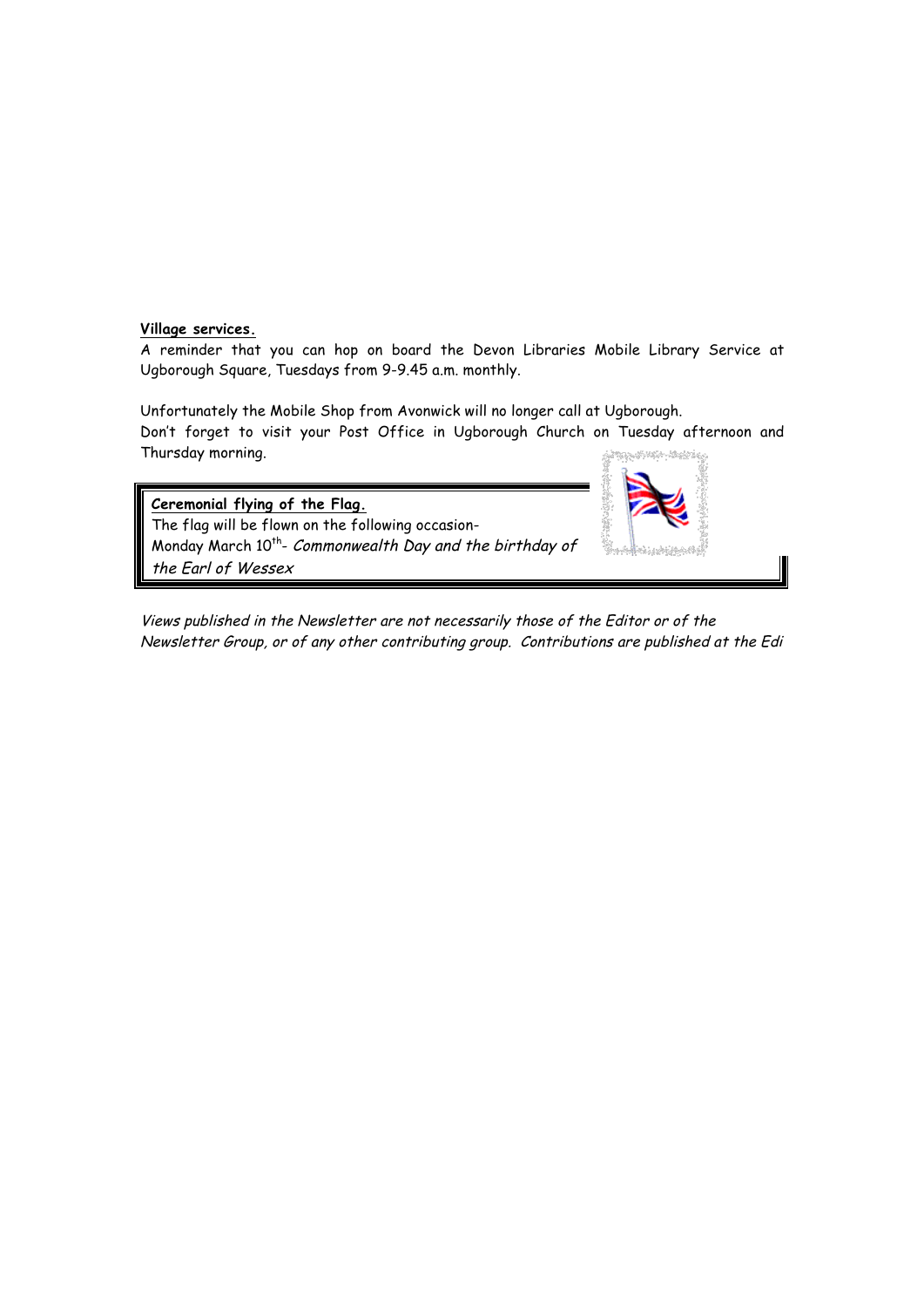**Village services.**

A reminder that you can hop on board the Devon Libraries Mobile Library Service at Ugborough Square, Tuesdays from 9-9.45 a.m. monthly.

Unfortunately the Mobile Shop from Avonwick will no longer call at Ugborough.

Don't forget to visit your Post Office in Ugborough Church on Tuesday afternoon and Thursday morning.

**Ceremonial flying of the Flag.**

The flag will be flown on the following occasion-

Monday March 10th- *Commonwealth Day and the birthday of the Earl of Wessex*

*Views published in the Newsletter are not necessarily those of the Editor or of the Newsletter Group, or of any other contributing group. Contributions are published at the Edi*